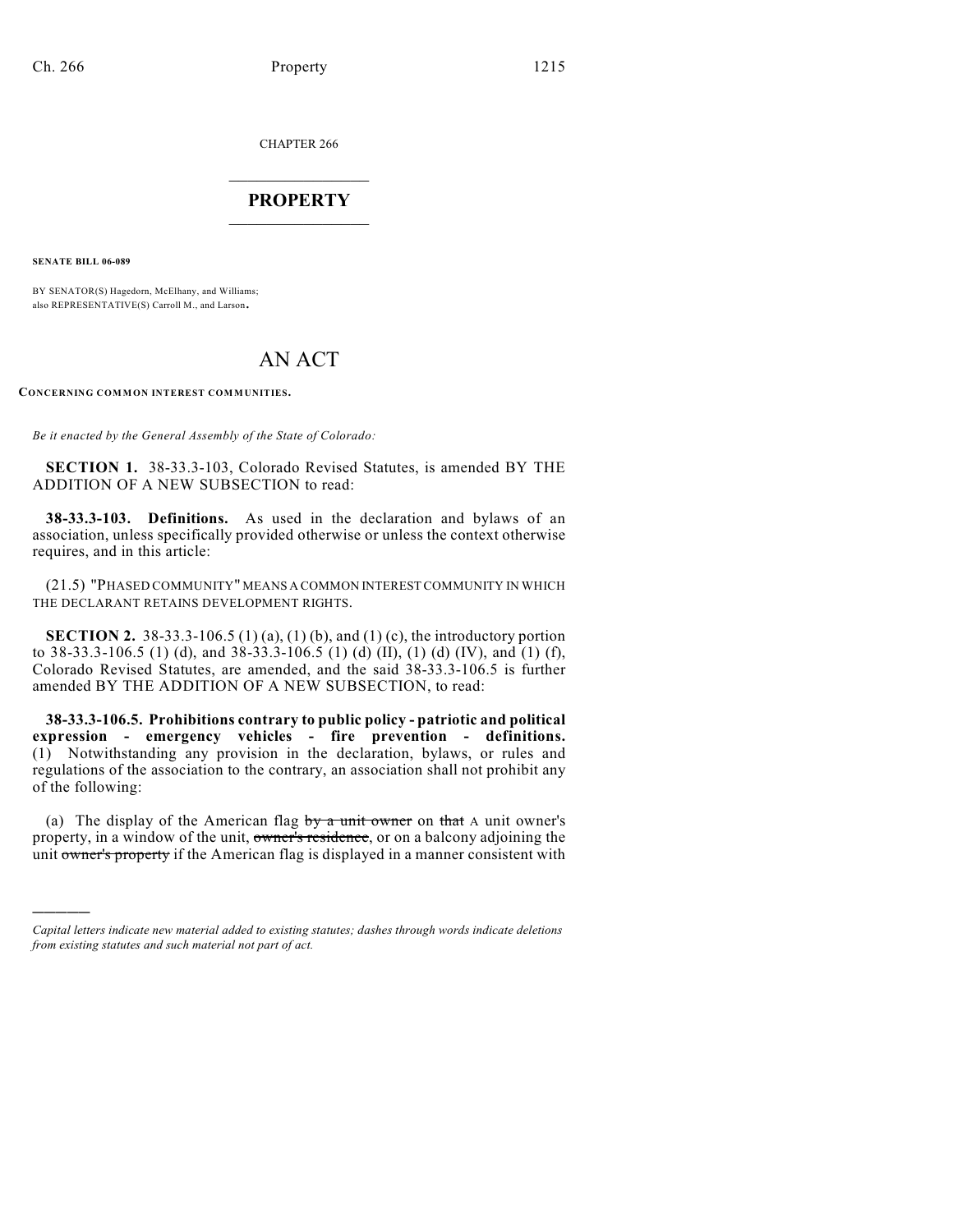CHAPTER 266

# PROPERTY

**SENATE BILL 06-089**

BY SENATOR(S) Hagedorn, McElhany, and Williams;
also REPRESENTATIVE(S) Carroll M., and Larson.

# AN ACT

**CONCERNING COMMON INTEREST COMMUNITIES.**

*Be it enacted by the General Assembly of the State of Colorado:*

**SECTION 1.** 38-33.3-103, Colorado Revised Statutes, is amended BY THE ADDITION OF A NEW SUBSECTION to read:

**38-33.3-103. Definitions.** As used in the declaration and bylaws of an association, unless specifically provided otherwise or unless the context otherwise requires, and in this article:

(21.5) "PHASED COMMUNITY" MEANS A COMMON INTEREST COMMUNITY IN WHICH THE DECLARANT RETAINS DEVELOPMENT RIGHTS.

**SECTION 2.** 38-33.3-106.5 (1) (a), (1) (b), and (1) (c), the introductory portion to 38-33.3-106.5 (1) (d), and 38-33.3-106.5 (1) (d) (II), (1) (d) (IV), and (1) (f), Colorado Revised Statutes, are amended, and the said 38-33.3-106.5 is further amended BY THE ADDITION OF A NEW SUBSECTION, to read:

**38-33.3-106.5. Prohibitions contrary to public policy - patriotic and political expression - emergency vehicles - fire prevention - definitions.** (1) Notwithstanding any provision in the declaration, bylaws, or rules and regulations of the association to the contrary, an association shall not prohibit any of the following:

(a) The display of the American flag ~~by a unit owner~~ on ~~that~~ A unit owner's property, in a window of the unit, ~~owner's residence~~, or on a balcony adjoining the unit ~~owner's property~~ if the American flag is displayed in a manner consistent with

---

*Capital letters indicate new material added to existing statutes; dashes through words indicate deletions from existing statutes and such material not part of act.*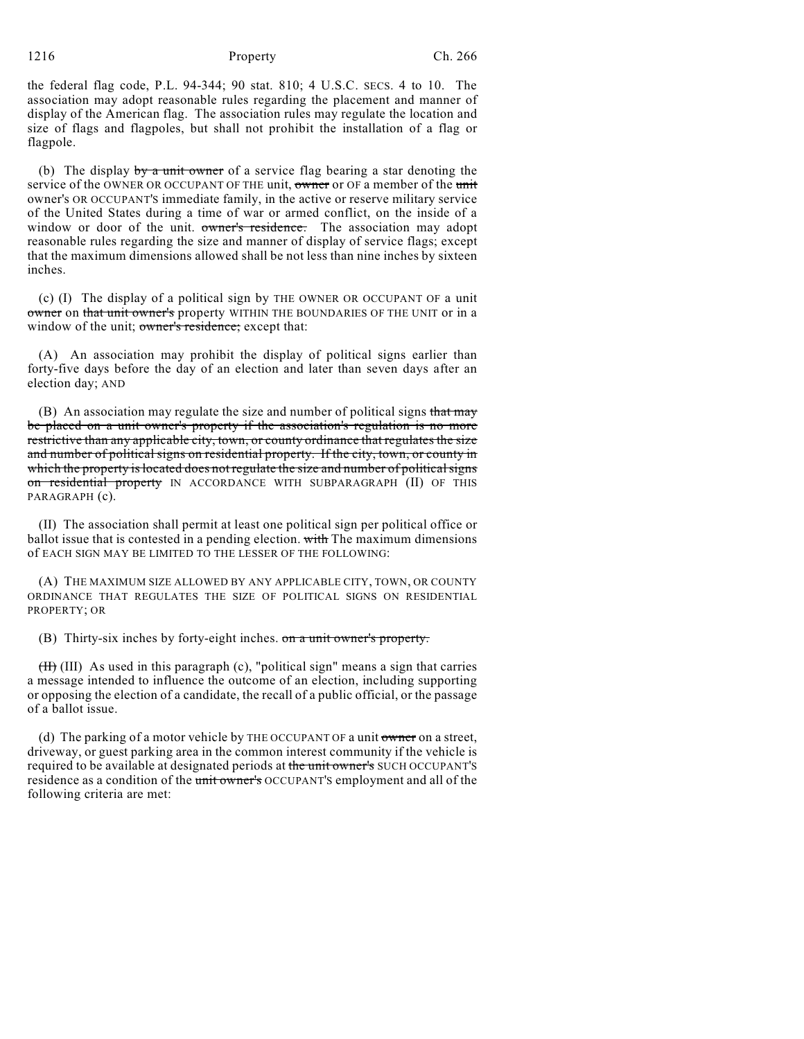the federal flag code, P.L. 94-344; 90 stat. 810; 4 U.S.C. SECS. 4 to 10. The association may adopt reasonable rules regarding the placement and manner of display of the American flag. The association rules may regulate the location and size of flags and flagpoles, but shall not prohibit the installation of a flag or flagpole.

(b) The display ~~by a unit owner~~ of a service flag bearing a star denoting the service of the OWNER OR OCCUPANT OF THE unit, ~~owner~~ or OF a member of the ~~unit~~ owner's OR OCCUPANT'S immediate family, in the active or reserve military service of the United States during a time of war or armed conflict, on the inside of a window or door of the unit. ~~owner's residence.~~ The association may adopt reasonable rules regarding the size and manner of display of service flags; except that the maximum dimensions allowed shall be not less than nine inches by sixteen inches.

(c) (I) The display of a political sign by THE OWNER OR OCCUPANT OF a unit ~~owner~~ on ~~that unit owner's~~ property WITHIN THE BOUNDARIES OF THE UNIT or in a window of the unit; ~~owner's residence;~~ except that:

(A) An association may prohibit the display of political signs earlier than forty-five days before the day of an election and later than seven days after an election day; AND

(B) An association may regulate the size and number of political signs ~~that may be placed on a unit owner's property if the association's regulation is no more restrictive than any applicable city, town, or county ordinance that regulates the size and number of political signs on residential property. If the city, town, or county in which the property is located does not regulate the size and number of political signs on residential property~~ IN ACCORDANCE WITH SUBPARAGRAPH (II) OF THIS PARAGRAPH (c).

(II) The association shall permit at least one political sign per political office or ballot issue that is contested in a pending election. ~~with~~ The maximum dimensions of EACH SIGN MAY BE LIMITED TO THE LESSER OF THE FOLLOWING:

(A) THE MAXIMUM SIZE ALLOWED BY ANY APPLICABLE CITY, TOWN, OR COUNTY ORDINANCE THAT REGULATES THE SIZE OF POLITICAL SIGNS ON RESIDENTIAL PROPERTY; OR

(B) Thirty-six inches by forty-eight inches. ~~on a unit owner's property.~~

~~(II)~~ (III) As used in this paragraph (c), "political sign" means a sign that carries a message intended to influence the outcome of an election, including supporting or opposing the election of a candidate, the recall of a public official, or the passage of a ballot issue.

(d) The parking of a motor vehicle by THE OCCUPANT OF a unit ~~owner~~ on a street, driveway, or guest parking area in the common interest community if the vehicle is required to be available at designated periods at ~~the unit owner's~~ SUCH OCCUPANT'S residence as a condition of the ~~unit owner's~~ OCCUPANT'S employment and all of the following criteria are met: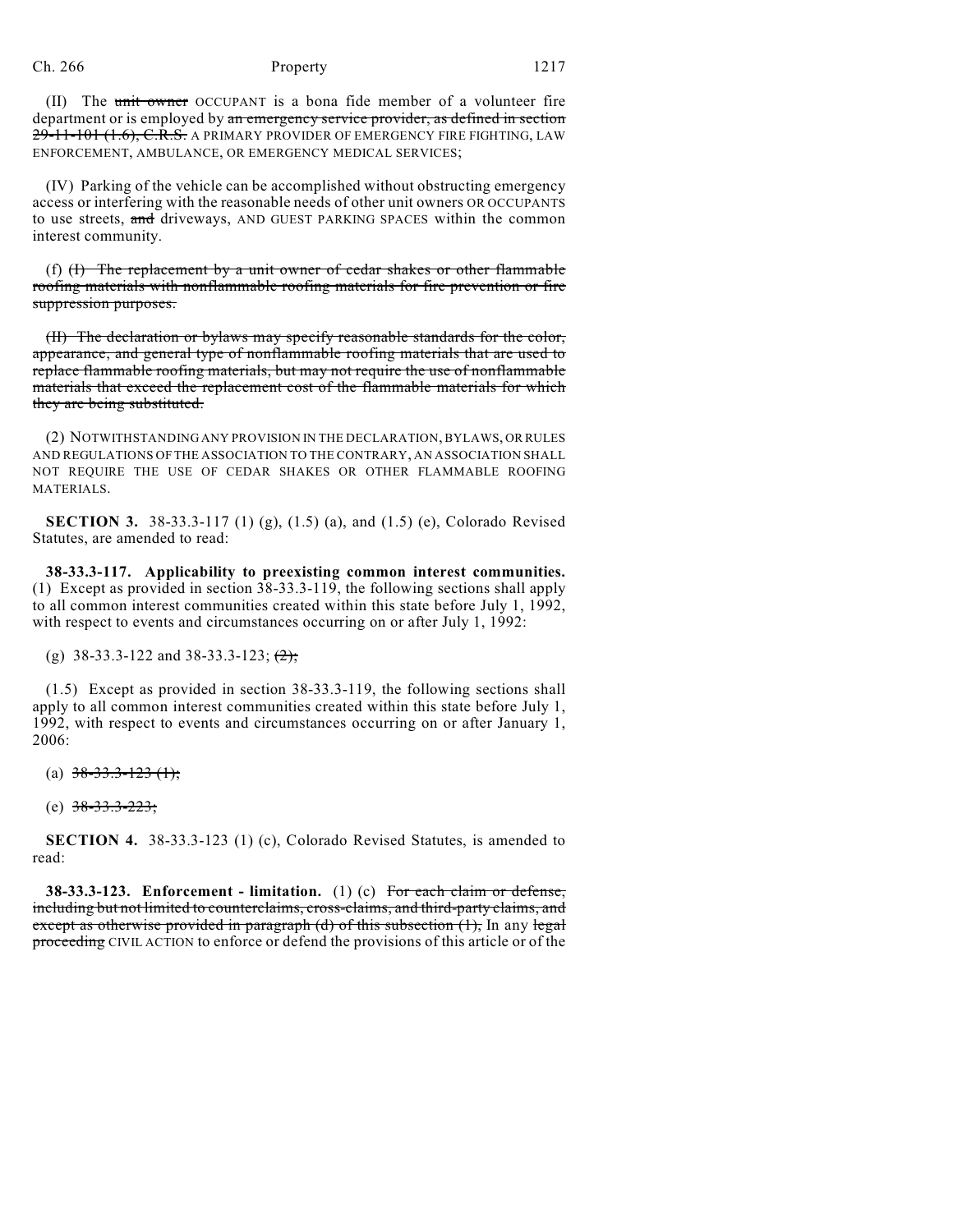(II) The ~~unit owner~~ OCCUPANT is a bona fide member of a volunteer fire department or is employed by ~~an emergency service provider, as defined in section 29-11-101 (1.6), C.R.S.~~ A PRIMARY PROVIDER OF EMERGENCY FIRE FIGHTING, LAW ENFORCEMENT, AMBULANCE, OR EMERGENCY MEDICAL SERVICES;

(IV) Parking of the vehicle can be accomplished without obstructing emergency access or interfering with the reasonable needs of other unit owners OR OCCUPANTS to use streets, ~~and~~ driveways, AND GUEST PARKING SPACES within the common interest community.

(f) ~~(I) The replacement by a unit owner of cedar shakes or other flammable roofing materials with nonflammable roofing materials for fire prevention or fire suppression purposes.~~

~~(II) The declaration or bylaws may specify reasonable standards for the color, appearance, and general type of nonflammable roofing materials that are used to replace flammable roofing materials, but may not require the use of nonflammable materials that exceed the replacement cost of the flammable materials for which they are being substituted.~~

(2) NOTWITHSTANDING ANY PROVISION IN THE DECLARATION, BYLAWS, OR RULES AND REGULATIONS OF THE ASSOCIATION TO THE CONTRARY, AN ASSOCIATION SHALL NOT REQUIRE THE USE OF CEDAR SHAKES OR OTHER FLAMMABLE ROOFING MATERIALS.

**SECTION 3.** 38-33.3-117 (1) (g), (1.5) (a), and (1.5) (e), Colorado Revised Statutes, are amended to read:

**38-33.3-117. Applicability to preexisting common interest communities.** (1) Except as provided in section 38-33.3-119, the following sections shall apply to all common interest communities created within this state before July 1, 1992, with respect to events and circumstances occurring on or after July 1, 1992:

(g) 38-33.3-122 and 38-33.3-123; ~~(2);~~

(1.5) Except as provided in section 38-33.3-119, the following sections shall apply to all common interest communities created within this state before July 1, 1992, with respect to events and circumstances occurring on or after January 1, 2006:

(a) ~~38-33.3-123 (1);~~

(e) ~~38-33.3-223;~~

**SECTION 4.** 38-33.3-123 (1) (c), Colorado Revised Statutes, is amended to read:

**38-33.3-123. Enforcement - limitation.** (1) (c) ~~For each claim or defense, including but not limited to counterclaims, cross-claims, and third-party claims, and except as otherwise provided in paragraph (d) of this subsection (1),~~ In any ~~legal proceeding~~ CIVIL ACTION to enforce or defend the provisions of this article or of the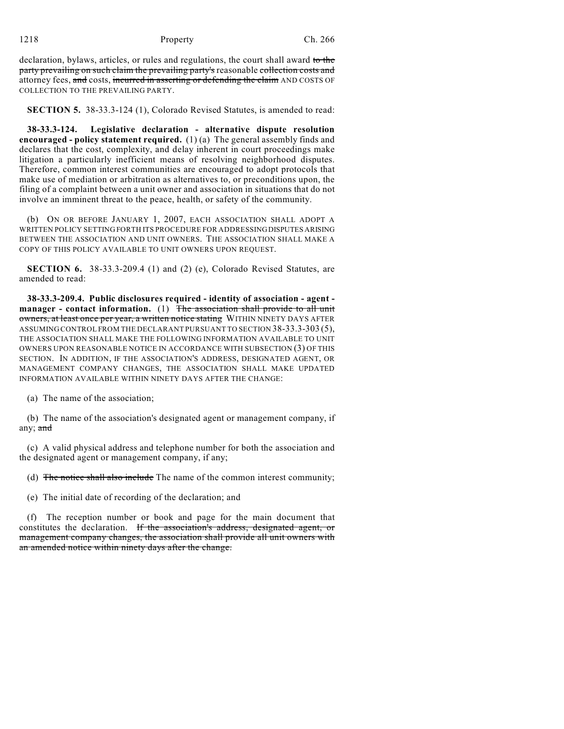declaration, bylaws, articles, or rules and regulations, the court shall award ~~to the party prevailing on such claim the prevailing party's~~ reasonable ~~collection costs and~~ attorney fees, ~~and~~ costs, ~~incurred in asserting or defending the claim~~ AND COSTS OF COLLECTION TO THE PREVAILING PARTY.

**SECTION 5.** 38-33.3-124 (1), Colorado Revised Statutes, is amended to read:

**38-33.3-124. Legislative declaration - alternative dispute resolution encouraged - policy statement required.** (1) (a) The general assembly finds and declares that the cost, complexity, and delay inherent in court proceedings make litigation a particularly inefficient means of resolving neighborhood disputes. Therefore, common interest communities are encouraged to adopt protocols that make use of mediation or arbitration as alternatives to, or preconditions upon, the filing of a complaint between a unit owner and association in situations that do not involve an imminent threat to the peace, health, or safety of the community.

(b) ON OR BEFORE JANUARY 1, 2007, EACH ASSOCIATION SHALL ADOPT A WRITTEN POLICY SETTING FORTH ITS PROCEDURE FOR ADDRESSING DISPUTES ARISING BETWEEN THE ASSOCIATION AND UNIT OWNERS. THE ASSOCIATION SHALL MAKE A COPY OF THIS POLICY AVAILABLE TO UNIT OWNERS UPON REQUEST.

**SECTION 6.** 38-33.3-209.4 (1) and (2) (e), Colorado Revised Statutes, are amended to read:

**38-33.3-209.4. Public disclosures required - identity of association - agent - manager - contact information.** (1) ~~The association shall provide to all unit owners, at least once per year, a written notice stating~~ WITHIN NINETY DAYS AFTER ASSUMING CONTROL FROM THE DECLARANT PURSUANT TO SECTION 38-33.3-303 (5), THE ASSOCIATION SHALL MAKE THE FOLLOWING INFORMATION AVAILABLE TO UNIT OWNERS UPON REASONABLE NOTICE IN ACCORDANCE WITH SUBSECTION (3) OF THIS SECTION. IN ADDITION, IF THE ASSOCIATION'S ADDRESS, DESIGNATED AGENT, OR MANAGEMENT COMPANY CHANGES, THE ASSOCIATION SHALL MAKE UPDATED INFORMATION AVAILABLE WITHIN NINETY DAYS AFTER THE CHANGE:

(a) The name of the association;

(b) The name of the association's designated agent or management company, if any; ~~and~~

(c) A valid physical address and telephone number for both the association and the designated agent or management company, if any;

(d) ~~The notice shall also include~~ The name of the common interest community;

(e) The initial date of recording of the declaration; and

(f) The reception number or book and page for the main document that constitutes the declaration. ~~If the association's address, designated agent, or management company changes, the association shall provide all unit owners with an amended notice within ninety days after the change.~~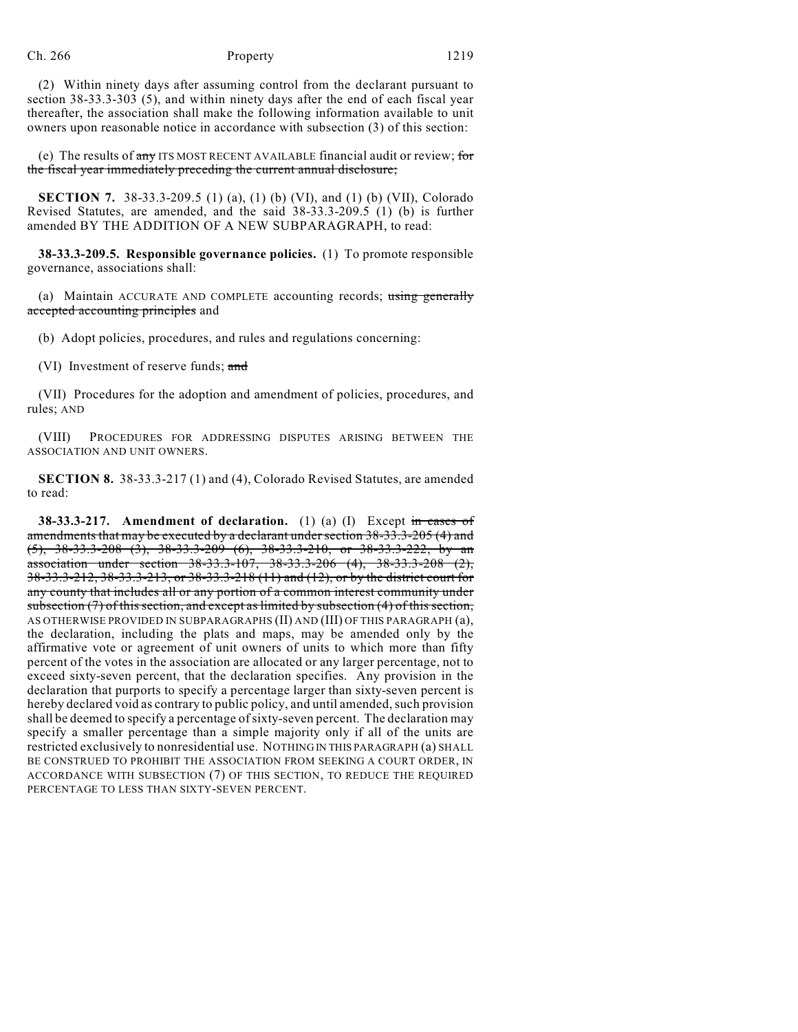(2) Within ninety days after assuming control from the declarant pursuant to section 38-33.3-303 (5), and within ninety days after the end of each fiscal year thereafter, the association shall make the following information available to unit owners upon reasonable notice in accordance with subsection (3) of this section:

(e) The results of ~~any~~ ITS MOST RECENT AVAILABLE financial audit or review; ~~for the fiscal year immediately preceding the current annual disclosure;~~

**SECTION 7.** 38-33.3-209.5 (1) (a), (1) (b) (VI), and (1) (b) (VII), Colorado Revised Statutes, are amended, and the said 38-33.3-209.5 (1) (b) is further amended BY THE ADDITION OF A NEW SUBPARAGRAPH, to read:

**38-33.3-209.5. Responsible governance policies.** (1) To promote responsible governance, associations shall:

(a) Maintain ACCURATE AND COMPLETE accounting records; ~~using generally accepted accounting principles~~ and

(b) Adopt policies, procedures, and rules and regulations concerning:

(VI) Investment of reserve funds; ~~and~~

(VII) Procedures for the adoption and amendment of policies, procedures, and rules; AND

(VIII) PROCEDURES FOR ADDRESSING DISPUTES ARISING BETWEEN THE ASSOCIATION AND UNIT OWNERS.

**SECTION 8.** 38-33.3-217 (1) and (4), Colorado Revised Statutes, are amended to read:

**38-33.3-217. Amendment of declaration.** (1) (a) (I) Except ~~in cases of amendments that may be executed by a declarant under section 38-33.3-205 (4) and (5), 38-33.3-208 (3), 38-33.3-209 (6), 38-33.3-210, or 38-33.3-222, by an association under section 38-33.3-107, 38-33.3-206 (4), 38-33.3-208 (2), 38-33.3-212, 38-33.3-213, or 38-33.3-218 (11) and (12), or by the district court for any county that includes all or any portion of a common interest community under subsection (7) of this section, and except as limited by subsection (4) of this section,~~ AS OTHERWISE PROVIDED IN SUBPARAGRAPHS (II) AND (III) OF THIS PARAGRAPH (a), the declaration, including the plats and maps, may be amended only by the affirmative vote or agreement of unit owners of units to which more than fifty percent of the votes in the association are allocated or any larger percentage, not to exceed sixty-seven percent, that the declaration specifies. Any provision in the declaration that purports to specify a percentage larger than sixty-seven percent is hereby declared void as contrary to public policy, and until amended, such provision shall be deemed to specify a percentage of sixty-seven percent. The declaration may specify a smaller percentage than a simple majority only if all of the units are restricted exclusively to nonresidential use. NOTHING IN THIS PARAGRAPH (a) SHALL BE CONSTRUED TO PROHIBIT THE ASSOCIATION FROM SEEKING A COURT ORDER, IN ACCORDANCE WITH SUBSECTION (7) OF THIS SECTION, TO REDUCE THE REQUIRED PERCENTAGE TO LESS THAN SIXTY-SEVEN PERCENT.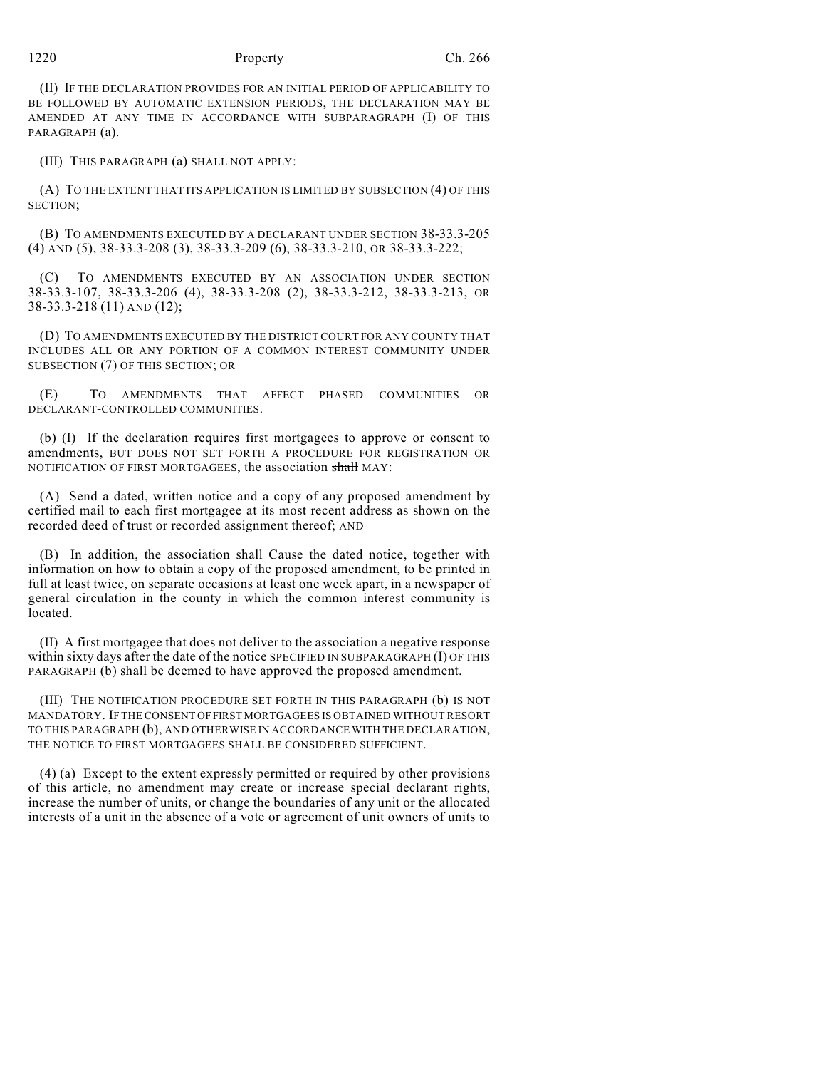(II) IF THE DECLARATION PROVIDES FOR AN INITIAL PERIOD OF APPLICABILITY TO BE FOLLOWED BY AUTOMATIC EXTENSION PERIODS, THE DECLARATION MAY BE AMENDED AT ANY TIME IN ACCORDANCE WITH SUBPARAGRAPH (I) OF THIS PARAGRAPH (a).

(III) THIS PARAGRAPH (a) SHALL NOT APPLY:

(A) TO THE EXTENT THAT ITS APPLICATION IS LIMITED BY SUBSECTION (4) OF THIS SECTION;

(B) TO AMENDMENTS EXECUTED BY A DECLARANT UNDER SECTION 38-33.3-205 (4) AND (5), 38-33.3-208 (3), 38-33.3-209 (6), 38-33.3-210, OR 38-33.3-222;

(C) TO AMENDMENTS EXECUTED BY AN ASSOCIATION UNDER SECTION 38-33.3-107, 38-33.3-206 (4), 38-33.3-208 (2), 38-33.3-212, 38-33.3-213, OR 38-33.3-218 (11) AND (12);

(D) TO AMENDMENTS EXECUTED BY THE DISTRICT COURT FOR ANY COUNTY THAT INCLUDES ALL OR ANY PORTION OF A COMMON INTEREST COMMUNITY UNDER SUBSECTION (7) OF THIS SECTION; OR

(E) TO AMENDMENTS THAT AFFECT PHASED COMMUNITIES OR DECLARANT-CONTROLLED COMMUNITIES.

(b) (I) If the declaration requires first mortgagees to approve or consent to amendments, BUT DOES NOT SET FORTH A PROCEDURE FOR REGISTRATION OR NOTIFICATION OF FIRST MORTGAGEES, the association ~~shall~~ MAY:

(A) Send a dated, written notice and a copy of any proposed amendment by certified mail to each first mortgagee at its most recent address as shown on the recorded deed of trust or recorded assignment thereof; AND

(B) ~~In addition, the association shall~~ Cause the dated notice, together with information on how to obtain a copy of the proposed amendment, to be printed in full at least twice, on separate occasions at least one week apart, in a newspaper of general circulation in the county in which the common interest community is located.

(II) A first mortgagee that does not deliver to the association a negative response within sixty days after the date of the notice SPECIFIED IN SUBPARAGRAPH (I) OF THIS PARAGRAPH (b) shall be deemed to have approved the proposed amendment.

(III) THE NOTIFICATION PROCEDURE SET FORTH IN THIS PARAGRAPH (b) IS NOT MANDATORY. IF THE CONSENT OF FIRST MORTGAGEES IS OBTAINED WITHOUT RESORT TO THIS PARAGRAPH (b), AND OTHERWISE IN ACCORDANCE WITH THE DECLARATION, THE NOTICE TO FIRST MORTGAGEES SHALL BE CONSIDERED SUFFICIENT.

(4) (a) Except to the extent expressly permitted or required by other provisions of this article, no amendment may create or increase special declarant rights, increase the number of units, or change the boundaries of any unit or the allocated interests of a unit in the absence of a vote or agreement of unit owners of units to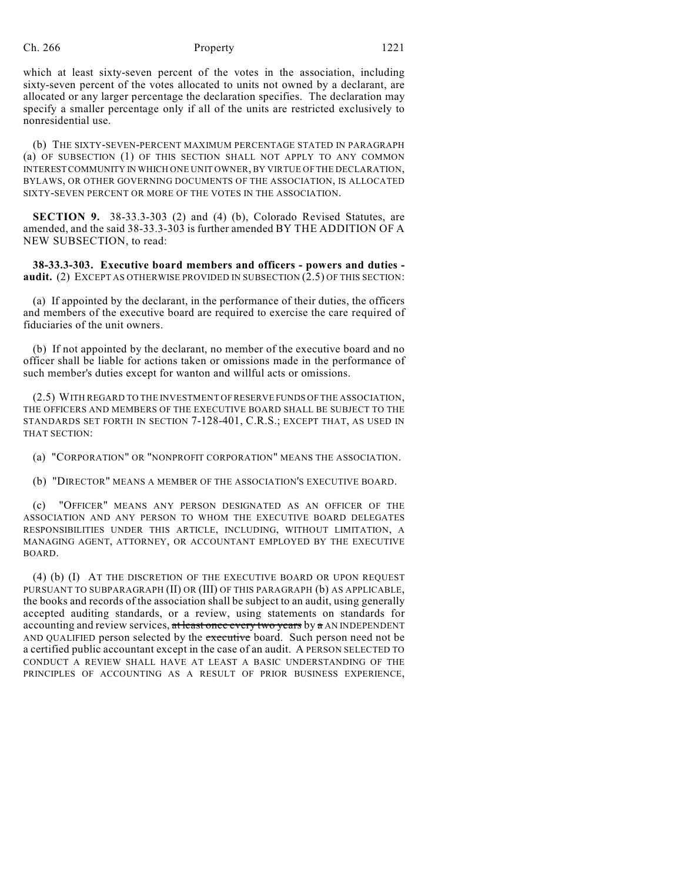which at least sixty-seven percent of the votes in the association, including sixty-seven percent of the votes allocated to units not owned by a declarant, are allocated or any larger percentage the declaration specifies. The declaration may specify a smaller percentage only if all of the units are restricted exclusively to nonresidential use.

(b) THE SIXTY-SEVEN-PERCENT MAXIMUM PERCENTAGE STATED IN PARAGRAPH (a) OF SUBSECTION (1) OF THIS SECTION SHALL NOT APPLY TO ANY COMMON INTEREST COMMUNITY IN WHICH ONE UNIT OWNER, BY VIRTUE OF THE DECLARATION, BYLAWS, OR OTHER GOVERNING DOCUMENTS OF THE ASSOCIATION, IS ALLOCATED SIXTY-SEVEN PERCENT OR MORE OF THE VOTES IN THE ASSOCIATION.

**SECTION 9.** 38-33.3-303 (2) and (4) (b), Colorado Revised Statutes, are amended, and the said 38-33.3-303 is further amended BY THE ADDITION OF A NEW SUBSECTION, to read:

**38-33.3-303. Executive board members and officers - powers and duties - audit.** (2) EXCEPT AS OTHERWISE PROVIDED IN SUBSECTION (2.5) OF THIS SECTION:

(a) If appointed by the declarant, in the performance of their duties, the officers and members of the executive board are required to exercise the care required of fiduciaries of the unit owners.

(b) If not appointed by the declarant, no member of the executive board and no officer shall be liable for actions taken or omissions made in the performance of such member's duties except for wanton and willful acts or omissions.

(2.5) WITH REGARD TO THE INVESTMENT OF RESERVE FUNDS OF THE ASSOCIATION, THE OFFICERS AND MEMBERS OF THE EXECUTIVE BOARD SHALL BE SUBJECT TO THE STANDARDS SET FORTH IN SECTION 7-128-401, C.R.S.; EXCEPT THAT, AS USED IN THAT SECTION:

(a) "CORPORATION" OR "NONPROFIT CORPORATION" MEANS THE ASSOCIATION.

(b) "DIRECTOR" MEANS A MEMBER OF THE ASSOCIATION'S EXECUTIVE BOARD.

(c) "OFFICER" MEANS ANY PERSON DESIGNATED AS AN OFFICER OF THE ASSOCIATION AND ANY PERSON TO WHOM THE EXECUTIVE BOARD DELEGATES RESPONSIBILITIES UNDER THIS ARTICLE, INCLUDING, WITHOUT LIMITATION, A MANAGING AGENT, ATTORNEY, OR ACCOUNTANT EMPLOYED BY THE EXECUTIVE BOARD.

(4) (b) (I) AT THE DISCRETION OF THE EXECUTIVE BOARD OR UPON REQUEST PURSUANT TO SUBPARAGRAPH (II) OR (III) OF THIS PARAGRAPH (b) AS APPLICABLE, the books and records of the association shall be subject to an audit, using generally accepted auditing standards, or a review, using statements on standards for accounting and review services, ~~at least once every two years~~ by ~~a~~ AN INDEPENDENT AND QUALIFIED person selected by the ~~executive~~ board. Such person need not be a certified public accountant except in the case of an audit. A PERSON SELECTED TO CONDUCT A REVIEW SHALL HAVE AT LEAST A BASIC UNDERSTANDING OF THE PRINCIPLES OF ACCOUNTING AS A RESULT OF PRIOR BUSINESS EXPERIENCE,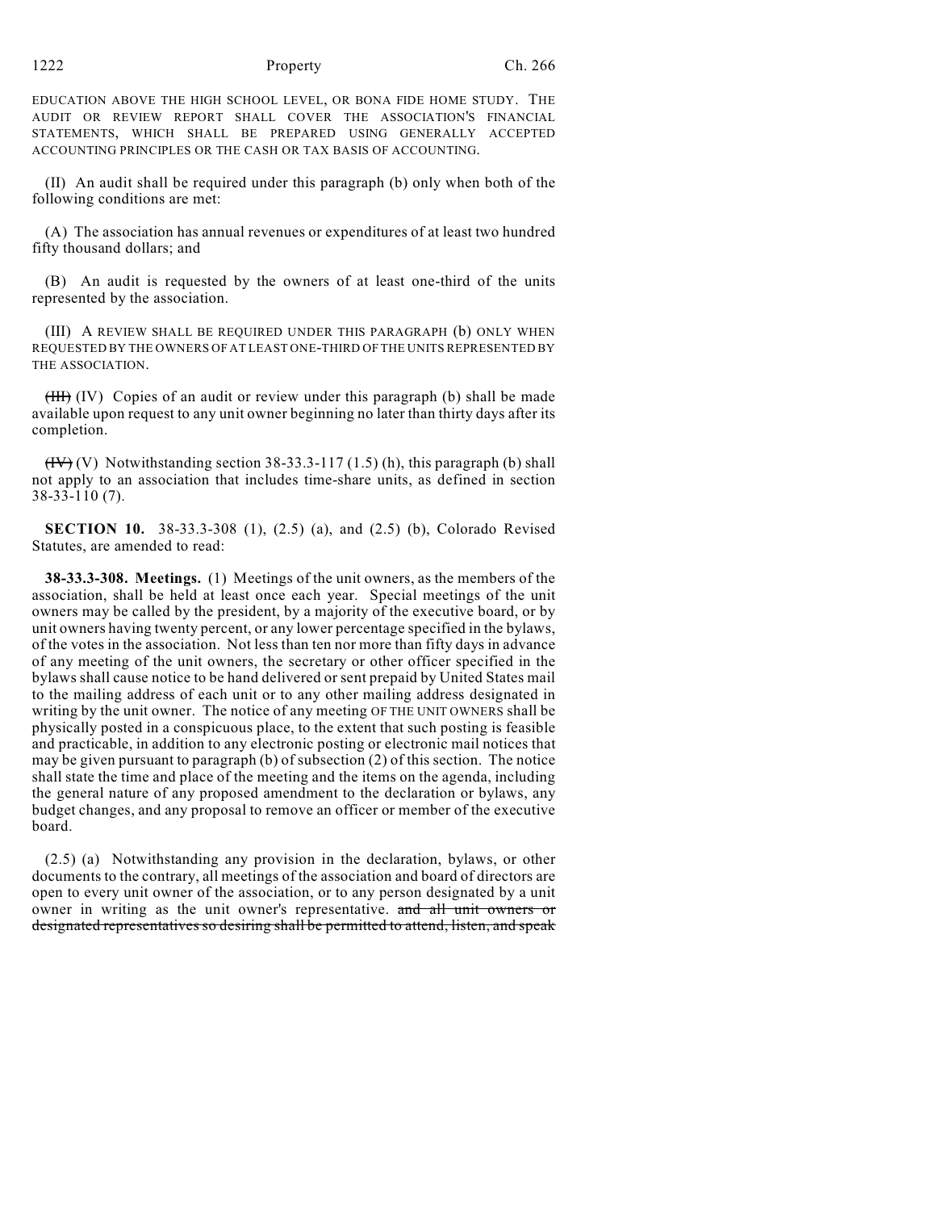EDUCATION ABOVE THE HIGH SCHOOL LEVEL, OR BONA FIDE HOME STUDY. THE AUDIT OR REVIEW REPORT SHALL COVER THE ASSOCIATION'S FINANCIAL STATEMENTS, WHICH SHALL BE PREPARED USING GENERALLY ACCEPTED ACCOUNTING PRINCIPLES OR THE CASH OR TAX BASIS OF ACCOUNTING.

(II) An audit shall be required under this paragraph (b) only when both of the following conditions are met:

(A) The association has annual revenues or expenditures of at least two hundred fifty thousand dollars; and

(B) An audit is requested by the owners of at least one-third of the units represented by the association.

(III) A REVIEW SHALL BE REQUIRED UNDER THIS PARAGRAPH (b) ONLY WHEN REQUESTED BY THE OWNERS OF AT LEAST ONE-THIRD OF THE UNITS REPRESENTED BY THE ASSOCIATION.

~~(III)~~ (IV) Copies of an audit or review under this paragraph (b) shall be made available upon request to any unit owner beginning no later than thirty days after its completion.

~~(IV)~~ (V) Notwithstanding section 38-33.3-117 (1.5) (h), this paragraph (b) shall not apply to an association that includes time-share units, as defined in section 38-33-110 (7).

**SECTION 10.** 38-33.3-308 (1), (2.5) (a), and (2.5) (b), Colorado Revised Statutes, are amended to read:

**38-33.3-308. Meetings.** (1) Meetings of the unit owners, as the members of the association, shall be held at least once each year. Special meetings of the unit owners may be called by the president, by a majority of the executive board, or by unit owners having twenty percent, or any lower percentage specified in the bylaws, of the votes in the association. Not less than ten nor more than fifty days in advance of any meeting of the unit owners, the secretary or other officer specified in the bylaws shall cause notice to be hand delivered or sent prepaid by United States mail to the mailing address of each unit or to any other mailing address designated in writing by the unit owner. The notice of any meeting OF THE UNIT OWNERS shall be physically posted in a conspicuous place, to the extent that such posting is feasible and practicable, in addition to any electronic posting or electronic mail notices that may be given pursuant to paragraph (b) of subsection (2) of this section. The notice shall state the time and place of the meeting and the items on the agenda, including the general nature of any proposed amendment to the declaration or bylaws, any budget changes, and any proposal to remove an officer or member of the executive board.

(2.5) (a) Notwithstanding any provision in the declaration, bylaws, or other documents to the contrary, all meetings of the association and board of directors are open to every unit owner of the association, or to any person designated by a unit owner in writing as the unit owner's representative. ~~and all unit owners or designated representatives so desiring shall be permitted to attend, listen, and speak~~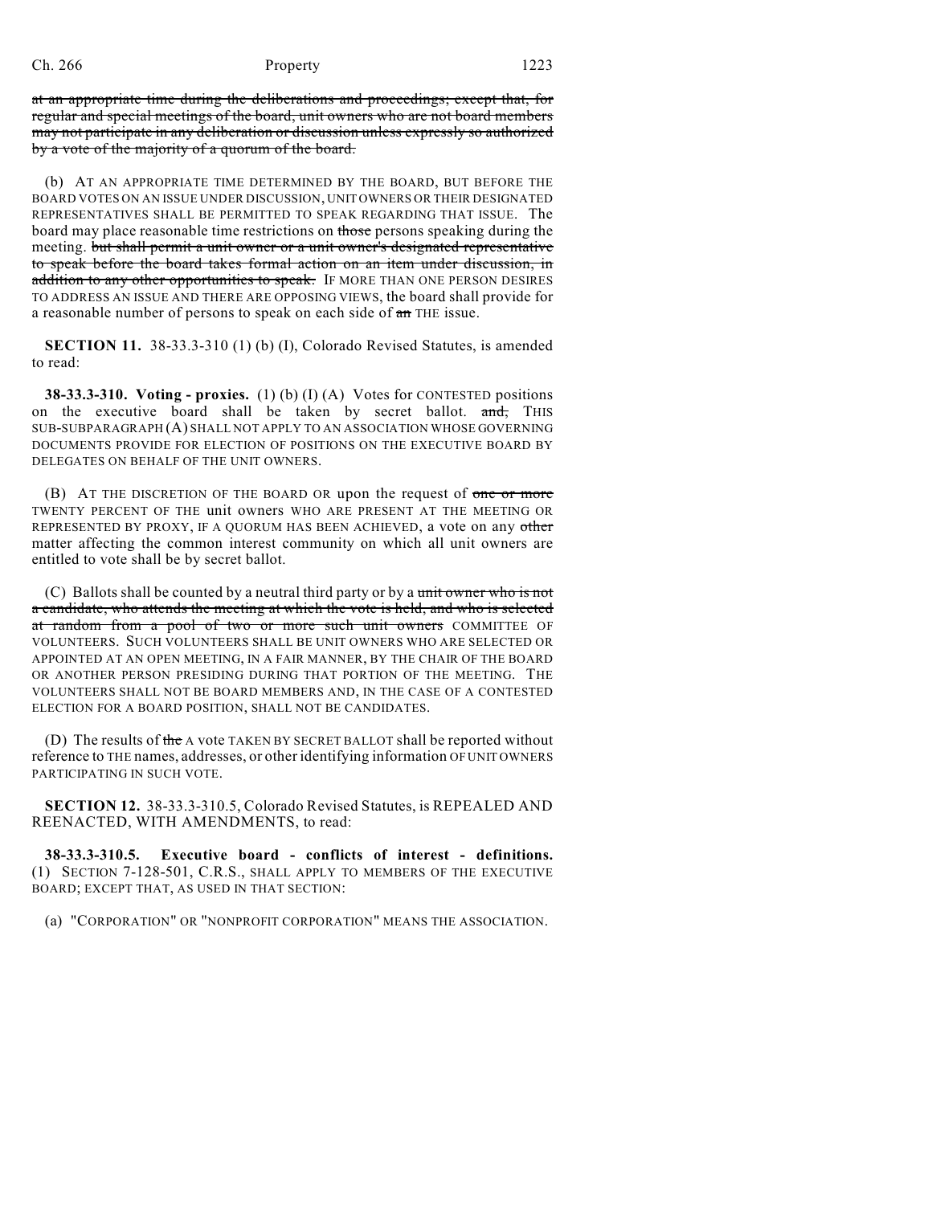~~at an appropriate time during the deliberations and proceedings; except that, for regular and special meetings of the board, unit owners who are not board members may not participate in any deliberation or discussion unless expressly so authorized by a vote of the majority of a quorum of the board.~~

(b) AT AN APPROPRIATE TIME DETERMINED BY THE BOARD, BUT BEFORE THE BOARD VOTES ON AN ISSUE UNDER DISCUSSION, UNIT OWNERS OR THEIR DESIGNATED REPRESENTATIVES SHALL BE PERMITTED TO SPEAK REGARDING THAT ISSUE. The board may place reasonable time restrictions on ~~those~~ persons speaking during the meeting. ~~but shall permit a unit owner or a unit owner's designated representative to speak before the board takes formal action on an item under discussion, in addition to any other opportunities to speak.~~ IF MORE THAN ONE PERSON DESIRES TO ADDRESS AN ISSUE AND THERE ARE OPPOSING VIEWS, the board shall provide for a reasonable number of persons to speak on each side of ~~an~~ THE issue.

**SECTION 11.** 38-33.3-310 (1) (b) (I), Colorado Revised Statutes, is amended to read:

**38-33.3-310. Voting - proxies.** (1) (b) (I) (A) Votes for CONTESTED positions on the executive board shall be taken by secret ballot. ~~and,~~ THIS SUB-SUBPARAGRAPH (A) SHALL NOT APPLY TO AN ASSOCIATION WHOSE GOVERNING DOCUMENTS PROVIDE FOR ELECTION OF POSITIONS ON THE EXECUTIVE BOARD BY DELEGATES ON BEHALF OF THE UNIT OWNERS.

(B) AT THE DISCRETION OF THE BOARD OR upon the request of ~~one or more~~ TWENTY PERCENT OF THE unit owners WHO ARE PRESENT AT THE MEETING OR REPRESENTED BY PROXY, IF A QUORUM HAS BEEN ACHIEVED, a vote on any ~~other~~ matter affecting the common interest community on which all unit owners are entitled to vote shall be by secret ballot.

(C) Ballots shall be counted by a neutral third party or by a ~~unit owner who is not a candidate, who attends the meeting at which the vote is held, and who is selected at random from a pool of two or more such unit owners~~ COMMITTEE OF VOLUNTEERS. SUCH VOLUNTEERS SHALL BE UNIT OWNERS WHO ARE SELECTED OR APPOINTED AT AN OPEN MEETING, IN A FAIR MANNER, BY THE CHAIR OF THE BOARD OR ANOTHER PERSON PRESIDING DURING THAT PORTION OF THE MEETING. THE VOLUNTEERS SHALL NOT BE BOARD MEMBERS AND, IN THE CASE OF A CONTESTED ELECTION FOR A BOARD POSITION, SHALL NOT BE CANDIDATES.

(D) The results of ~~the~~ A vote TAKEN BY SECRET BALLOT shall be reported without reference to THE names, addresses, or other identifying information OF UNIT OWNERS PARTICIPATING IN SUCH VOTE.

**SECTION 12.** 38-33.3-310.5, Colorado Revised Statutes, is REPEALED AND REENACTED, WITH AMENDMENTS, to read:

**38-33.3-310.5. Executive board - conflicts of interest - definitions.** (1) SECTION 7-128-501, C.R.S., SHALL APPLY TO MEMBERS OF THE EXECUTIVE BOARD; EXCEPT THAT, AS USED IN THAT SECTION:

(a) "CORPORATION" OR "NONPROFIT CORPORATION" MEANS THE ASSOCIATION.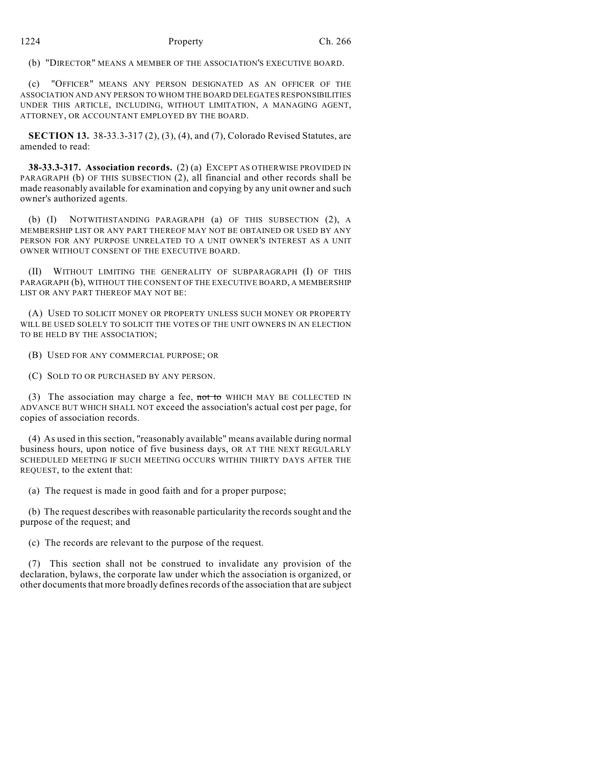(b) "DIRECTOR" MEANS A MEMBER OF THE ASSOCIATION'S EXECUTIVE BOARD.

(c) "OFFICER" MEANS ANY PERSON DESIGNATED AS AN OFFICER OF THE ASSOCIATION AND ANY PERSON TO WHOM THE BOARD DELEGATES RESPONSIBILITIES UNDER THIS ARTICLE, INCLUDING, WITHOUT LIMITATION, A MANAGING AGENT, ATTORNEY, OR ACCOUNTANT EMPLOYED BY THE BOARD.

**SECTION 13.** 38-33.3-317 (2), (3), (4), and (7), Colorado Revised Statutes, are amended to read:

**38-33.3-317. Association records.** (2) (a) EXCEPT AS OTHERWISE PROVIDED IN PARAGRAPH (b) OF THIS SUBSECTION (2), all financial and other records shall be made reasonably available for examination and copying by any unit owner and such owner's authorized agents.

(b) (I) NOTWITHSTANDING PARAGRAPH (a) OF THIS SUBSECTION (2), A MEMBERSHIP LIST OR ANY PART THEREOF MAY NOT BE OBTAINED OR USED BY ANY PERSON FOR ANY PURPOSE UNRELATED TO A UNIT OWNER'S INTEREST AS A UNIT OWNER WITHOUT CONSENT OF THE EXECUTIVE BOARD.

(II) WITHOUT LIMITING THE GENERALITY OF SUBPARAGRAPH (I) OF THIS PARAGRAPH (b), WITHOUT THE CONSENT OF THE EXECUTIVE BOARD, A MEMBERSHIP LIST OR ANY PART THEREOF MAY NOT BE:

(A) USED TO SOLICIT MONEY OR PROPERTY UNLESS SUCH MONEY OR PROPERTY WILL BE USED SOLELY TO SOLICIT THE VOTES OF THE UNIT OWNERS IN AN ELECTION TO BE HELD BY THE ASSOCIATION;

(B) USED FOR ANY COMMERCIAL PURPOSE; OR

(C) SOLD TO OR PURCHASED BY ANY PERSON.

(3) The association may charge a fee, ~~not to~~ WHICH MAY BE COLLECTED IN ADVANCE BUT WHICH SHALL NOT exceed the association's actual cost per page, for copies of association records.

(4) As used in this section, "reasonably available" means available during normal business hours, upon notice of five business days, OR AT THE NEXT REGULARLY SCHEDULED MEETING IF SUCH MEETING OCCURS WITHIN THIRTY DAYS AFTER THE REQUEST, to the extent that:

(a) The request is made in good faith and for a proper purpose;

(b) The request describes with reasonable particularity the records sought and the purpose of the request; and

(c) The records are relevant to the purpose of the request.

(7) This section shall not be construed to invalidate any provision of the declaration, bylaws, the corporate law under which the association is organized, or other documents that more broadly defines records of the association that are subject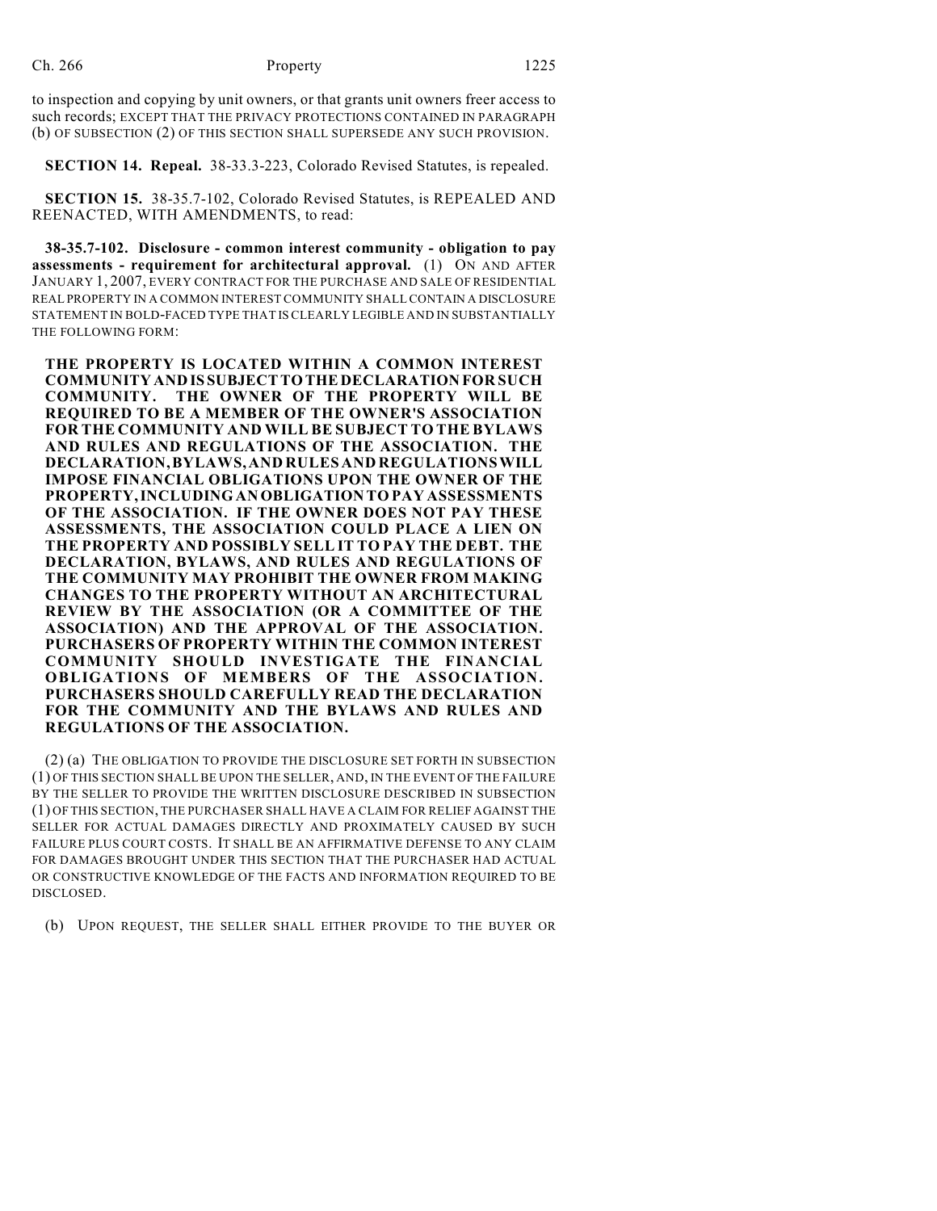to inspection and copying by unit owners, or that grants unit owners freer access to such records; EXCEPT THAT THE PRIVACY PROTECTIONS CONTAINED IN PARAGRAPH (b) OF SUBSECTION (2) OF THIS SECTION SHALL SUPERSEDE ANY SUCH PROVISION.

**SECTION 14. Repeal.** 38-33.3-223, Colorado Revised Statutes, is repealed.

**SECTION 15.** 38-35.7-102, Colorado Revised Statutes, is REPEALED AND REENACTED, WITH AMENDMENTS, to read:

**38-35.7-102. Disclosure - common interest community - obligation to pay assessments - requirement for architectural approval.** (1) ON AND AFTER JANUARY 1, 2007, EVERY CONTRACT FOR THE PURCHASE AND SALE OF RESIDENTIAL REAL PROPERTY IN A COMMON INTEREST COMMUNITY SHALL CONTAIN A DISCLOSURE STATEMENT IN BOLD-FACED TYPE THAT IS CLEARLY LEGIBLE AND IN SUBSTANTIALLY THE FOLLOWING FORM:

**THE PROPERTY IS LOCATED WITHIN A COMMON INTEREST COMMUNITY AND IS SUBJECT TO THE DECLARATION FOR SUCH COMMUNITY. THE OWNER OF THE PROPERTY WILL BE REQUIRED TO BE A MEMBER OF THE OWNER'S ASSOCIATION FOR THE COMMUNITY AND WILL BE SUBJECT TO THE BYLAWS AND RULES AND REGULATIONS OF THE ASSOCIATION. THE DECLARATION, BYLAWS, AND RULES AND REGULATIONS WILL IMPOSE FINANCIAL OBLIGATIONS UPON THE OWNER OF THE PROPERTY, INCLUDING AN OBLIGATION TO PAY ASSESSMENTS OF THE ASSOCIATION. IF THE OWNER DOES NOT PAY THESE ASSESSMENTS, THE ASSOCIATION COULD PLACE A LIEN ON THE PROPERTY AND POSSIBLY SELL IT TO PAY THE DEBT. THE DECLARATION, BYLAWS, AND RULES AND REGULATIONS OF THE COMMUNITY MAY PROHIBIT THE OWNER FROM MAKING CHANGES TO THE PROPERTY WITHOUT AN ARCHITECTURAL REVIEW BY THE ASSOCIATION (OR A COMMITTEE OF THE ASSOCIATION) AND THE APPROVAL OF THE ASSOCIATION. PURCHASERS OF PROPERTY WITHIN THE COMMON INTEREST COMMUNITY SHOULD INVESTIGATE THE FINANCIAL OBLIGATIONS OF MEMBERS OF THE ASSOCIATION. PURCHASERS SHOULD CAREFULLY READ THE DECLARATION FOR THE COMMUNITY AND THE BYLAWS AND RULES AND REGULATIONS OF THE ASSOCIATION.**

(2) (a) THE OBLIGATION TO PROVIDE THE DISCLOSURE SET FORTH IN SUBSECTION (1) OF THIS SECTION SHALL BE UPON THE SELLER, AND, IN THE EVENT OF THE FAILURE BY THE SELLER TO PROVIDE THE WRITTEN DISCLOSURE DESCRIBED IN SUBSECTION (1) OF THIS SECTION, THE PURCHASER SHALL HAVE A CLAIM FOR RELIEF AGAINST THE SELLER FOR ACTUAL DAMAGES DIRECTLY AND PROXIMATELY CAUSED BY SUCH FAILURE PLUS COURT COSTS. IT SHALL BE AN AFFIRMATIVE DEFENSE TO ANY CLAIM FOR DAMAGES BROUGHT UNDER THIS SECTION THAT THE PURCHASER HAD ACTUAL OR CONSTRUCTIVE KNOWLEDGE OF THE FACTS AND INFORMATION REQUIRED TO BE DISCLOSED.

(b) UPON REQUEST, THE SELLER SHALL EITHER PROVIDE TO THE BUYER OR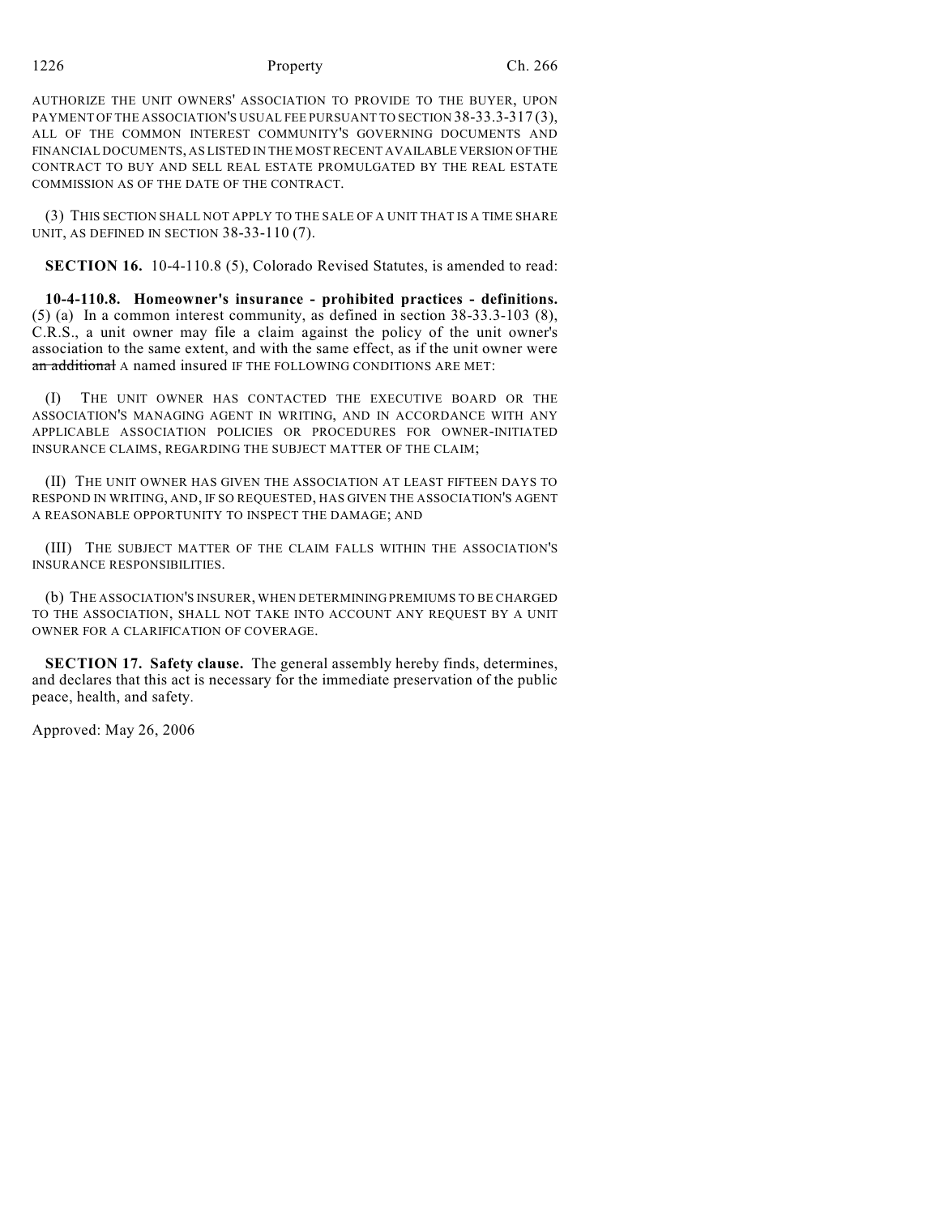AUTHORIZE THE UNIT OWNERS' ASSOCIATION TO PROVIDE TO THE BUYER, UPON PAYMENT OF THE ASSOCIATION'S USUAL FEE PURSUANT TO SECTION 38-33.3-317 (3), ALL OF THE COMMON INTEREST COMMUNITY'S GOVERNING DOCUMENTS AND FINANCIAL DOCUMENTS, AS LISTED IN THE MOST RECENT AVAILABLE VERSION OF THE CONTRACT TO BUY AND SELL REAL ESTATE PROMULGATED BY THE REAL ESTATE COMMISSION AS OF THE DATE OF THE CONTRACT.

(3) THIS SECTION SHALL NOT APPLY TO THE SALE OF A UNIT THAT IS A TIME SHARE UNIT, AS DEFINED IN SECTION 38-33-110 (7).

**SECTION 16.** 10-4-110.8 (5), Colorado Revised Statutes, is amended to read:

**10-4-110.8. Homeowner's insurance - prohibited practices - definitions.** (5) (a) In a common interest community, as defined in section 38-33.3-103 (8), C.R.S., a unit owner may file a claim against the policy of the unit owner's association to the same extent, and with the same effect, as if the unit owner were ~~an additional~~ A named insured IF THE FOLLOWING CONDITIONS ARE MET:

(I) THE UNIT OWNER HAS CONTACTED THE EXECUTIVE BOARD OR THE ASSOCIATION'S MANAGING AGENT IN WRITING, AND IN ACCORDANCE WITH ANY APPLICABLE ASSOCIATION POLICIES OR PROCEDURES FOR OWNER-INITIATED INSURANCE CLAIMS, REGARDING THE SUBJECT MATTER OF THE CLAIM;

(II) THE UNIT OWNER HAS GIVEN THE ASSOCIATION AT LEAST FIFTEEN DAYS TO RESPOND IN WRITING, AND, IF SO REQUESTED, HAS GIVEN THE ASSOCIATION'S AGENT A REASONABLE OPPORTUNITY TO INSPECT THE DAMAGE; AND

(III) THE SUBJECT MATTER OF THE CLAIM FALLS WITHIN THE ASSOCIATION'S INSURANCE RESPONSIBILITIES.

(b) THE ASSOCIATION'S INSURER, WHEN DETERMINING PREMIUMS TO BE CHARGED TO THE ASSOCIATION, SHALL NOT TAKE INTO ACCOUNT ANY REQUEST BY A UNIT OWNER FOR A CLARIFICATION OF COVERAGE.

**SECTION 17. Safety clause.** The general assembly hereby finds, determines, and declares that this act is necessary for the immediate preservation of the public peace, health, and safety.

Approved: May 26, 2006